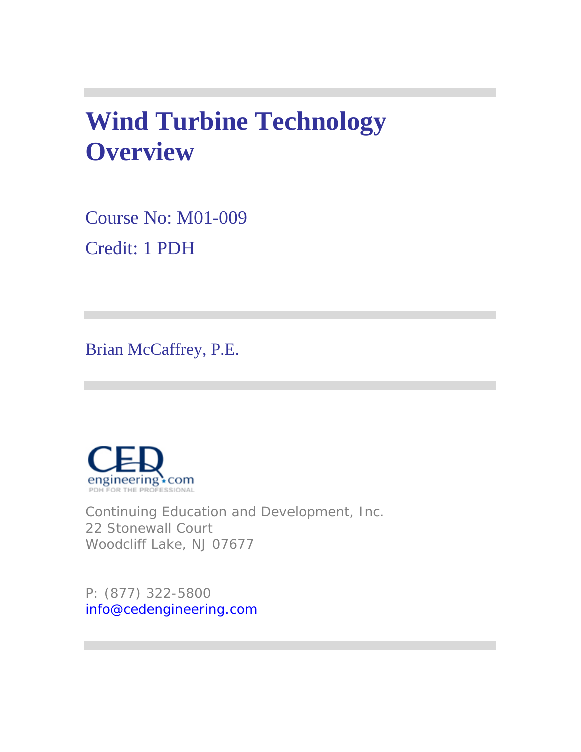# Wind Turbine Technology Overview

Course No: M01-009

Credit: 1 PDH

Brian McCaffrey, P.E.

Continuing Education and Development, Inc.
22 Stonewall Court
Woodcliff Lake, NJ 07677

P: (877) 322-5800
info@cedengineering.com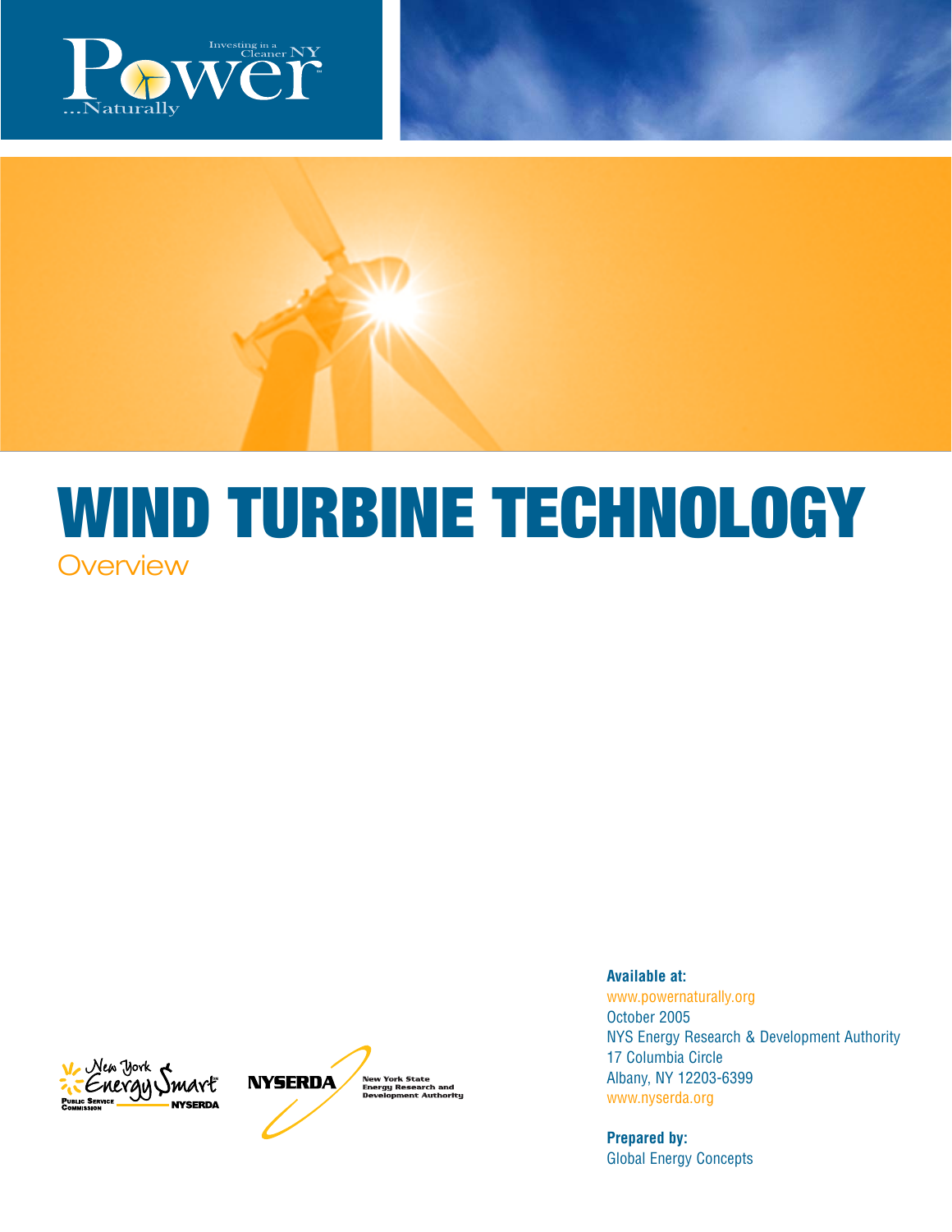# WIND TURBINE TECHNOLOGY

Overview

**Available at:**

www.powernaturally.org

October 2005

NYS Energy Research & Development Authority

17 Columbia Circle

Albany, NY 12203-6399

www.nyserda.org

**Prepared by:**

Global Energy Concepts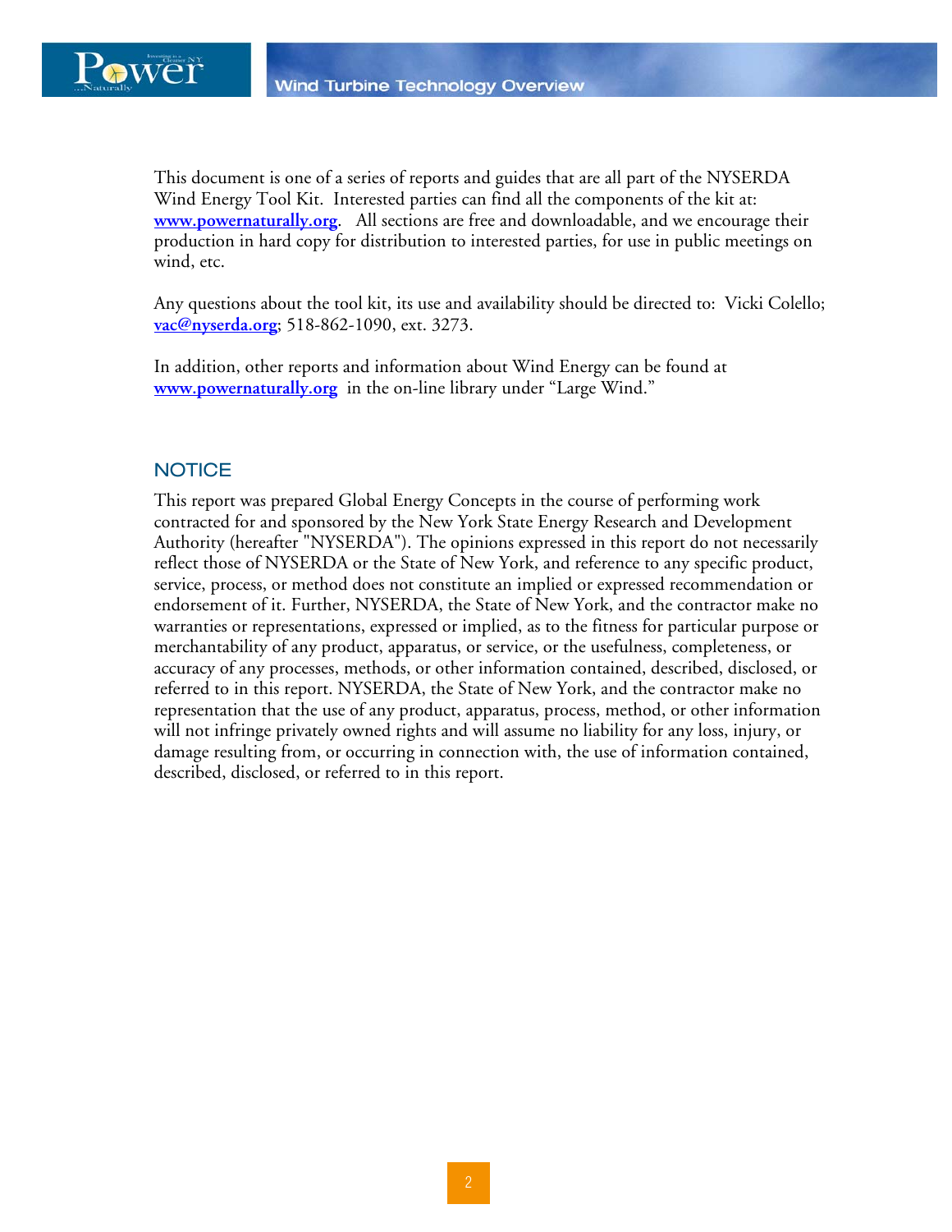This document is one of a series of reports and guides that are all part of the NYSERDA Wind Energy Tool Kit. Interested parties can find all the components of the kit at: **www.powernaturally.org**. All sections are free and downloadable, and we encourage their production in hard copy for distribution to interested parties, for use in public meetings on wind, etc.

Any questions about the tool kit, its use and availability should be directed to: Vicki Colello; **vac@nyserda.org**; 518-862-1090, ext. 3273.

In addition, other reports and information about Wind Energy can be found at **www.powernaturally.org** in the on-line library under "Large Wind."

## NOTICE

This report was prepared Global Energy Concepts in the course of performing work contracted for and sponsored by the New York State Energy Research and Development Authority (hereafter "NYSERDA"). The opinions expressed in this report do not necessarily reflect those of NYSERDA or the State of New York, and reference to any specific product, service, process, or method does not constitute an implied or expressed recommendation or endorsement of it. Further, NYSERDA, the State of New York, and the contractor make no warranties or representations, expressed or implied, as to the fitness for particular purpose or merchantability of any product, apparatus, or service, or the usefulness, completeness, or accuracy of any processes, methods, or other information contained, described, disclosed, or referred to in this report. NYSERDA, the State of New York, and the contractor make no representation that the use of any product, apparatus, process, method, or other information will not infringe privately owned rights and will assume no liability for any loss, injury, or damage resulting from, or occurring in connection with, the use of information contained, described, disclosed, or referred to in this report.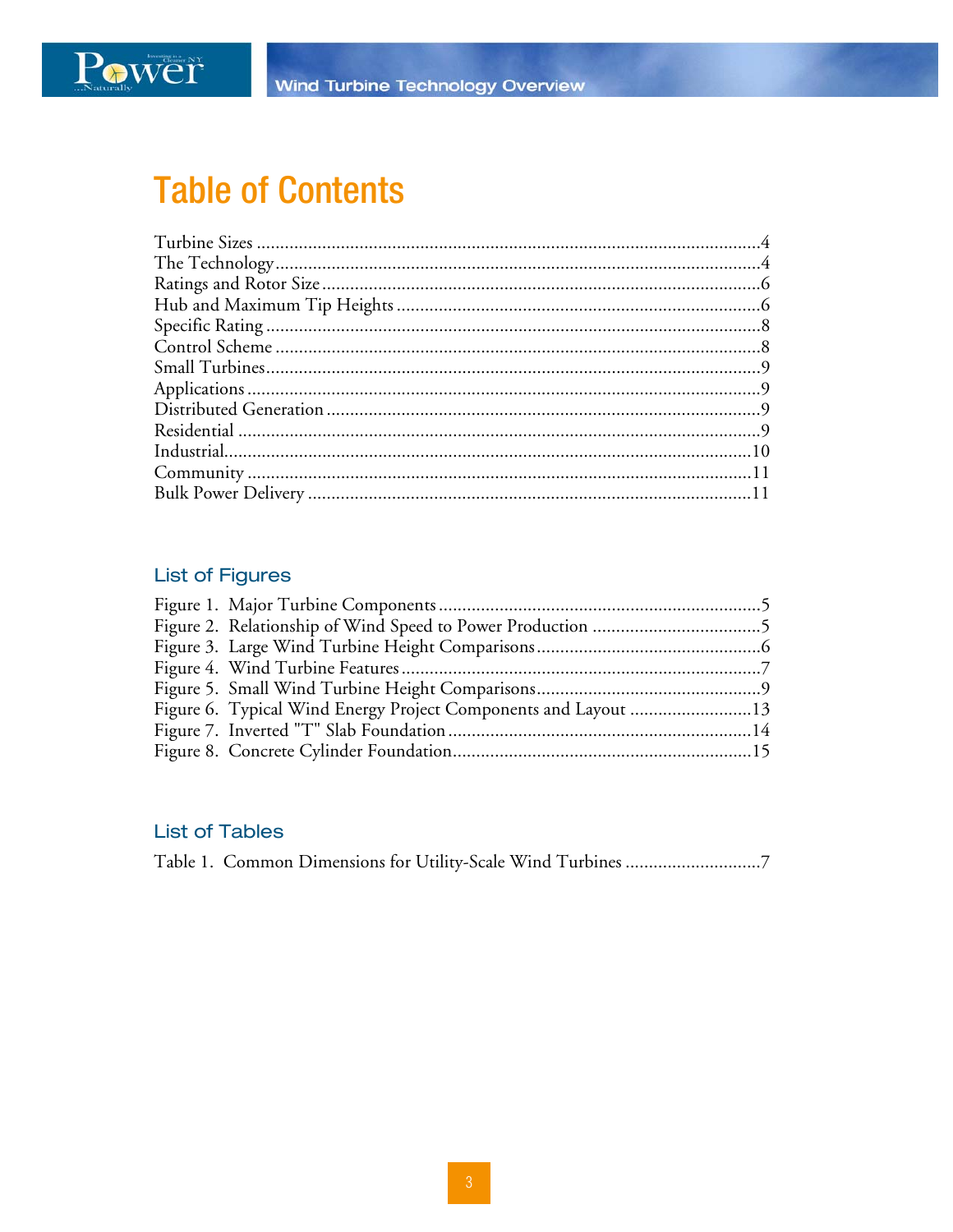# Table of Contents

Turbine Sizes ..........4
The Technology..........4
Ratings and Rotor Size..........6
Hub and Maximum Tip Heights..........6
Specific Rating..........8
Control Scheme..........8
Small Turbines..........9
Applications..........9
Distributed Generation..........9
Residential..........9
Industrial..........10
Community..........11
Bulk Power Delivery..........11

## List of Figures

Figure 1. Major Turbine Components..........5
Figure 2. Relationship of Wind Speed to Power Production..........5
Figure 3. Large Wind Turbine Height Comparisons..........6
Figure 4. Wind Turbine Features..........7
Figure 5. Small Wind Turbine Height Comparisons..........9
Figure 6. Typical Wind Energy Project Components and Layout..........13
Figure 7. Inverted "T" Slab Foundation..........14
Figure 8. Concrete Cylinder Foundation..........15

## List of Tables

Table 1. Common Dimensions for Utility-Scale Wind Turbines..........7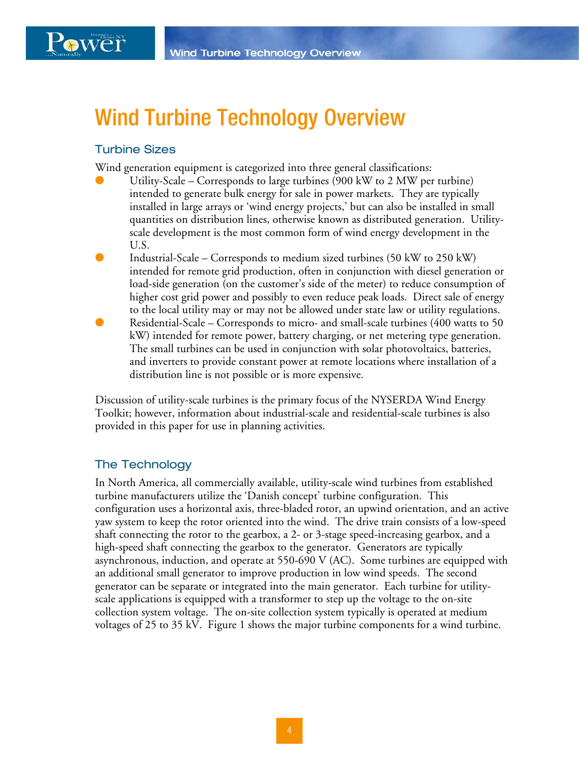# Wind Turbine Technology Overview

## Turbine Sizes

Wind generation equipment is categorized into three general classifications:

- Utility-Scale – Corresponds to large turbines (900 kW to 2 MW per turbine) intended to generate bulk energy for sale in power markets. They are typically installed in large arrays or 'wind energy projects,' but can also be installed in small quantities on distribution lines, otherwise known as distributed generation. Utility-scale development is the most common form of wind energy development in the U.S.
- Industrial-Scale – Corresponds to medium sized turbines (50 kW to 250 kW) intended for remote grid production, often in conjunction with diesel generation or load-side generation (on the customer's side of the meter) to reduce consumption of higher cost grid power and possibly to even reduce peak loads. Direct sale of energy to the local utility may or may not be allowed under state law or utility regulations.
- Residential-Scale – Corresponds to micro- and small-scale turbines (400 watts to 50 kW) intended for remote power, battery charging, or net metering type generation. The small turbines can be used in conjunction with solar photovoltaics, batteries, and inverters to provide constant power at remote locations where installation of a distribution line is not possible or is more expensive.

Discussion of utility-scale turbines is the primary focus of the NYSERDA Wind Energy Toolkit; however, information about industrial-scale and residential-scale turbines is also provided in this paper for use in planning activities.

## The Technology

In North America, all commercially available, utility-scale wind turbines from established turbine manufacturers utilize the 'Danish concept' turbine configuration. This configuration uses a horizontal axis, three-bladed rotor, an upwind orientation, and an active yaw system to keep the rotor oriented into the wind. The drive train consists of a low-speed shaft connecting the rotor to the gearbox, a 2- or 3-stage speed-increasing gearbox, and a high-speed shaft connecting the gearbox to the generator. Generators are typically asynchronous, induction, and operate at 550-690 V (AC). Some turbines are equipped with an additional small generator to improve production in low wind speeds. The second generator can be separate or integrated into the main generator. Each turbine for utility-scale applications is equipped with a transformer to step up the voltage to the on-site collection system voltage. The on-site collection system typically is operated at medium voltages of 25 to 35 kV. Figure 1 shows the major turbine components for a wind turbine.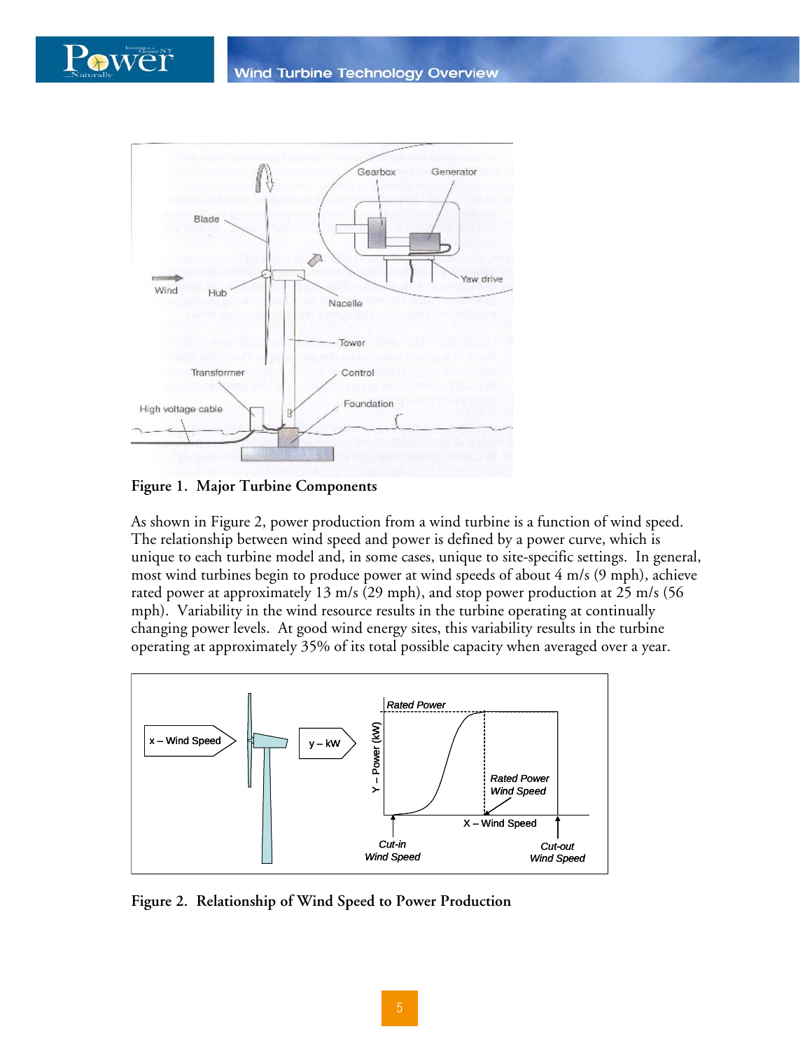Figure 1. Major Turbine Components

As shown in Figure 2, power production from a wind turbine is a function of wind speed. The relationship between wind speed and power is defined by a power curve, which is unique to each turbine model and, in some cases, unique to site-specific settings. In general, most wind turbines begin to produce power at wind speeds of about 4 m/s (9 mph), achieve rated power at approximately 13 m/s (29 mph), and stop power production at 25 m/s (56 mph). Variability in the wind resource results in the turbine operating at continually changing power levels. At good wind energy sites, this variability results in the turbine operating at approximately 35% of its total possible capacity when averaged over a year.

Figure 2. Relationship of Wind Speed to Power Production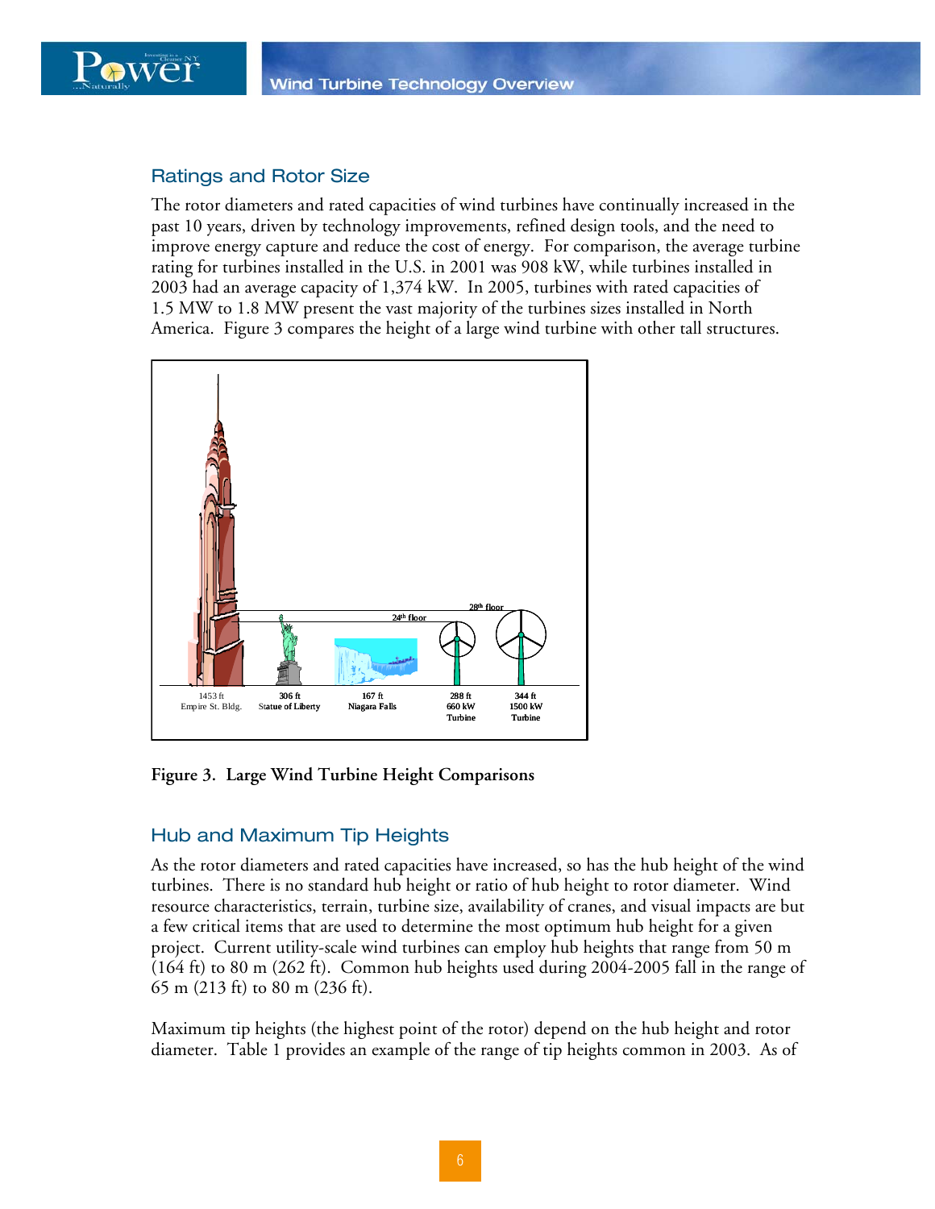## Ratings and Rotor Size

The rotor diameters and rated capacities of wind turbines have continually increased in the past 10 years, driven by technology improvements, refined design tools, and the need to improve energy capture and reduce the cost of energy. For comparison, the average turbine rating for turbines installed in the U.S. in 2001 was 908 kW, while turbines installed in 2003 had an average capacity of 1,374 kW. In 2005, turbines with rated capacities of 1.5 MW to 1.8 MW present the vast majority of the turbines sizes installed in North America. Figure 3 compares the height of a large wind turbine with other tall structures.

28th floor

24th floor

1453 ft Empire St. Bldg. | 306 ft Statue of Liberty | 167 ft Niagara Falls | 288 ft 660 kW Turbine | 344 ft 1500 kW Turbine

**Figure 3. Large Wind Turbine Height Comparisons**

## Hub and Maximum Tip Heights

As the rotor diameters and rated capacities have increased, so has the hub height of the wind turbines. There is no standard hub height or ratio of hub height to rotor diameter. Wind resource characteristics, terrain, turbine size, availability of cranes, and visual impacts are but a few critical items that are used to determine the most optimum hub height for a given project. Current utility-scale wind turbines can employ hub heights that range from 50 m (164 ft) to 80 m (262 ft). Common hub heights used during 2004-2005 fall in the range of 65 m (213 ft) to 80 m (236 ft).

Maximum tip heights (the highest point of the rotor) depend on the hub height and rotor diameter. Table 1 provides an example of the range of tip heights common in 2003. As of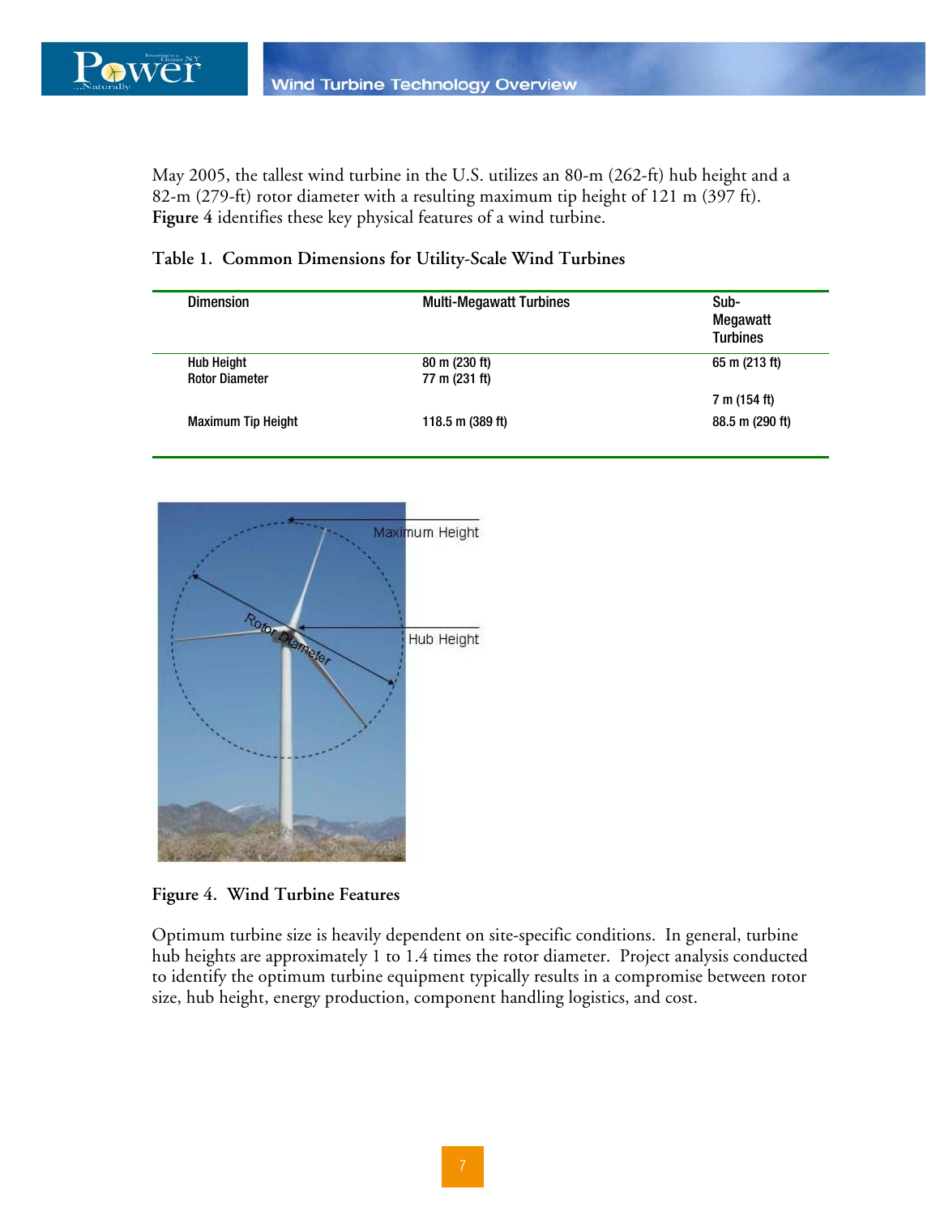May 2005, the tallest wind turbine in the U.S. utilizes an 80-m (262-ft) hub height and a 82-m (279-ft) rotor diameter with a resulting maximum tip height of 121 m (397 ft). **Figure 4** identifies these key physical features of a wind turbine.

**Table 1. Common Dimensions for Utility-Scale Wind Turbines**

| Dimension | Multi-Megawatt Turbines | Sub-Megawatt Turbines |
|---|---|---|
| Hub Height | 80 m (230 ft) | 65 m (213 ft) |
| Rotor Diameter | 77 m (231 ft) | 7 m (154 ft) |
| Maximum Tip Height | 118.5 m (389 ft) | 88.5 m (290 ft) |

**Figure 4. Wind Turbine Features**

Optimum turbine size is heavily dependent on site-specific conditions. In general, turbine hub heights are approximately 1 to 1.4 times the rotor diameter. Project analysis conducted to identify the optimum turbine equipment typically results in a compromise between rotor size, hub height, energy production, component handling logistics, and cost.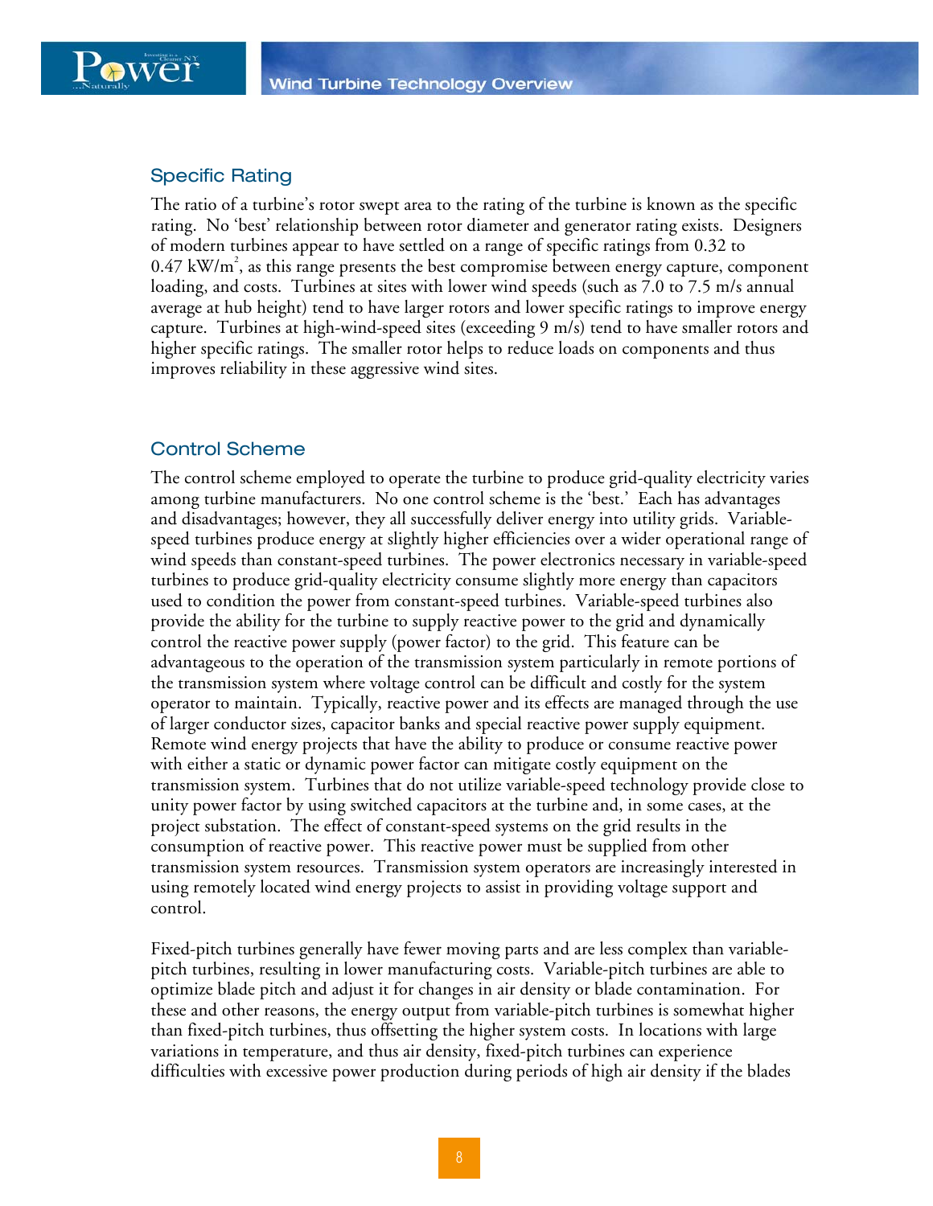## Specific Rating

The ratio of a turbine's rotor swept area to the rating of the turbine is known as the specific rating. No 'best' relationship between rotor diameter and generator rating exists. Designers of modern turbines appear to have settled on a range of specific ratings from 0.32 to 0.47 $kW/m^2$, as this range presents the best compromise between energy capture, component loading, and costs. Turbines at sites with lower wind speeds (such as 7.0 to 7.5 m/s annual average at hub height) tend to have larger rotors and lower specific ratings to improve energy capture. Turbines at high-wind-speed sites (exceeding 9 m/s) tend to have smaller rotors and higher specific ratings. The smaller rotor helps to reduce loads on components and thus improves reliability in these aggressive wind sites.

## Control Scheme

The control scheme employed to operate the turbine to produce grid-quality electricity varies among turbine manufacturers. No one control scheme is the 'best.' Each has advantages and disadvantages; however, they all successfully deliver energy into utility grids. Variable-speed turbines produce energy at slightly higher efficiencies over a wider operational range of wind speeds than constant-speed turbines. The power electronics necessary in variable-speed turbines to produce grid-quality electricity consume slightly more energy than capacitors used to condition the power from constant-speed turbines. Variable-speed turbines also provide the ability for the turbine to supply reactive power to the grid and dynamically control the reactive power supply (power factor) to the grid. This feature can be advantageous to the operation of the transmission system particularly in remote portions of the transmission system where voltage control can be difficult and costly for the system operator to maintain. Typically, reactive power and its effects are managed through the use of larger conductor sizes, capacitor banks and special reactive power supply equipment. Remote wind energy projects that have the ability to produce or consume reactive power with either a static or dynamic power factor can mitigate costly equipment on the transmission system. Turbines that do not utilize variable-speed technology provide close to unity power factor by using switched capacitors at the turbine and, in some cases, at the project substation. The effect of constant-speed systems on the grid results in the consumption of reactive power. This reactive power must be supplied from other transmission system resources. Transmission system operators are increasingly interested in using remotely located wind energy projects to assist in providing voltage support and control.

Fixed-pitch turbines generally have fewer moving parts and are less complex than variable-pitch turbines, resulting in lower manufacturing costs. Variable-pitch turbines are able to optimize blade pitch and adjust it for changes in air density or blade contamination. For these and other reasons, the energy output from variable-pitch turbines is somewhat higher than fixed-pitch turbines, thus offsetting the higher system costs. In locations with large variations in temperature, and thus air density, fixed-pitch turbines can experience difficulties with excessive power production during periods of high air density if the blades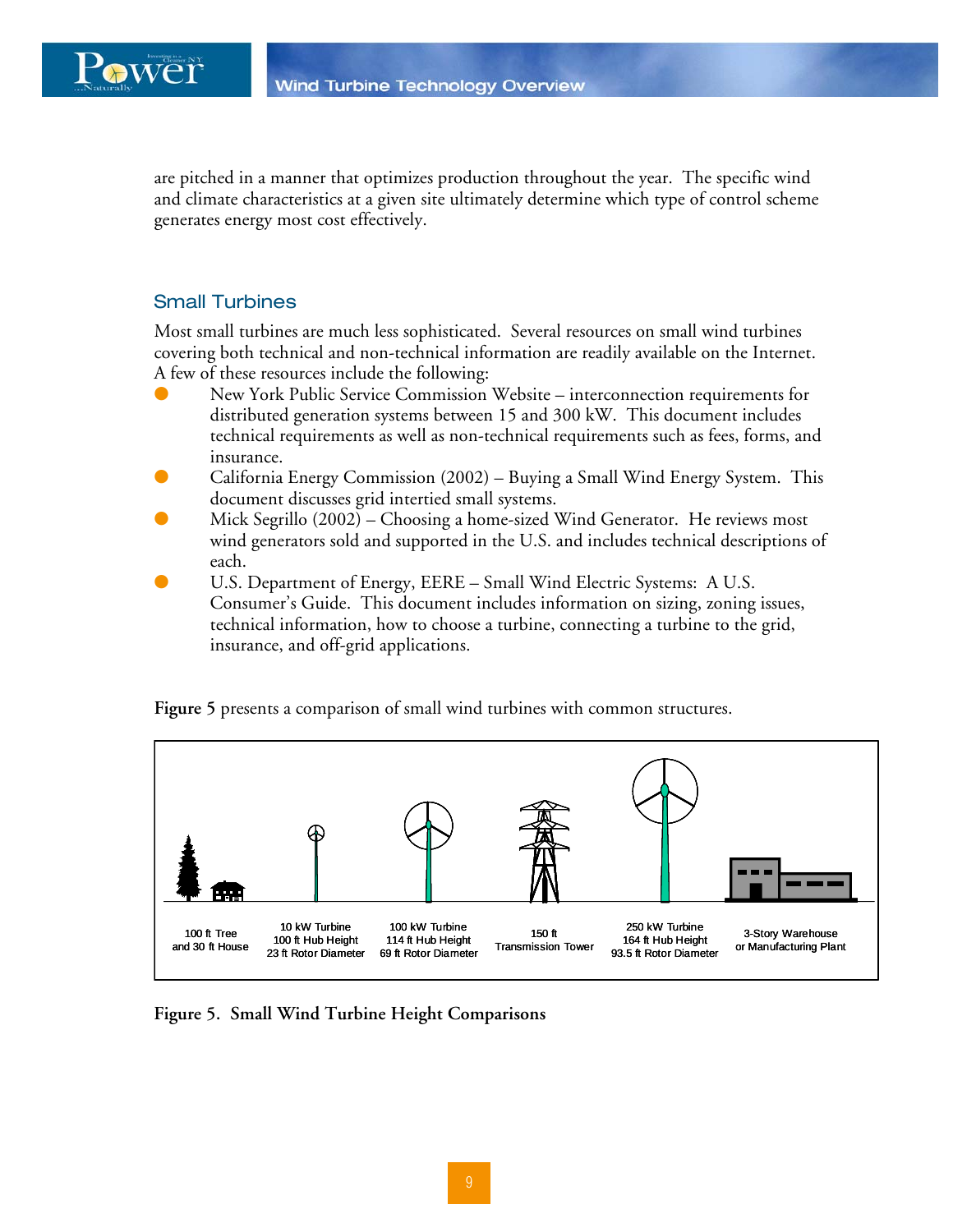are pitched in a manner that optimizes production throughout the year. The specific wind and climate characteristics at a given site ultimately determine which type of control scheme generates energy most cost effectively.

## Small Turbines

Most small turbines are much less sophisticated. Several resources on small wind turbines covering both technical and non-technical information are readily available on the Internet. A few of these resources include the following:

- New York Public Service Commission Website – interconnection requirements for distributed generation systems between 15 and 300 kW. This document includes technical requirements as well as non-technical requirements such as fees, forms, and insurance.
- California Energy Commission (2002) – Buying a Small Wind Energy System. This document discusses grid intertied small systems.
- Mick Segrillo (2002) – Choosing a home-sized Wind Generator. He reviews most wind generators sold and supported in the U.S. and includes technical descriptions of each.
- U.S. Department of Energy, EERE – Small Wind Electric Systems: A U.S. Consumer's Guide. This document includes information on sizing, zoning issues, technical information, how to choose a turbine, connecting a turbine to the grid, insurance, and off-grid applications.

**Figure 5** presents a comparison of small wind turbines with common structures.

100 ft Tree and 30 ft House | 10 kW Turbine 100 ft Hub Height 23 ft Rotor Diameter | 100 kW Turbine 114 ft Hub Height 69 ft Rotor Diameter | 150 ft Transmission Tower | 250 kW Turbine 164 ft Hub Height 93.5 ft Rotor Diameter | 3-Story Warehouse or Manufacturing Plant

**Figure 5. Small Wind Turbine Height Comparisons**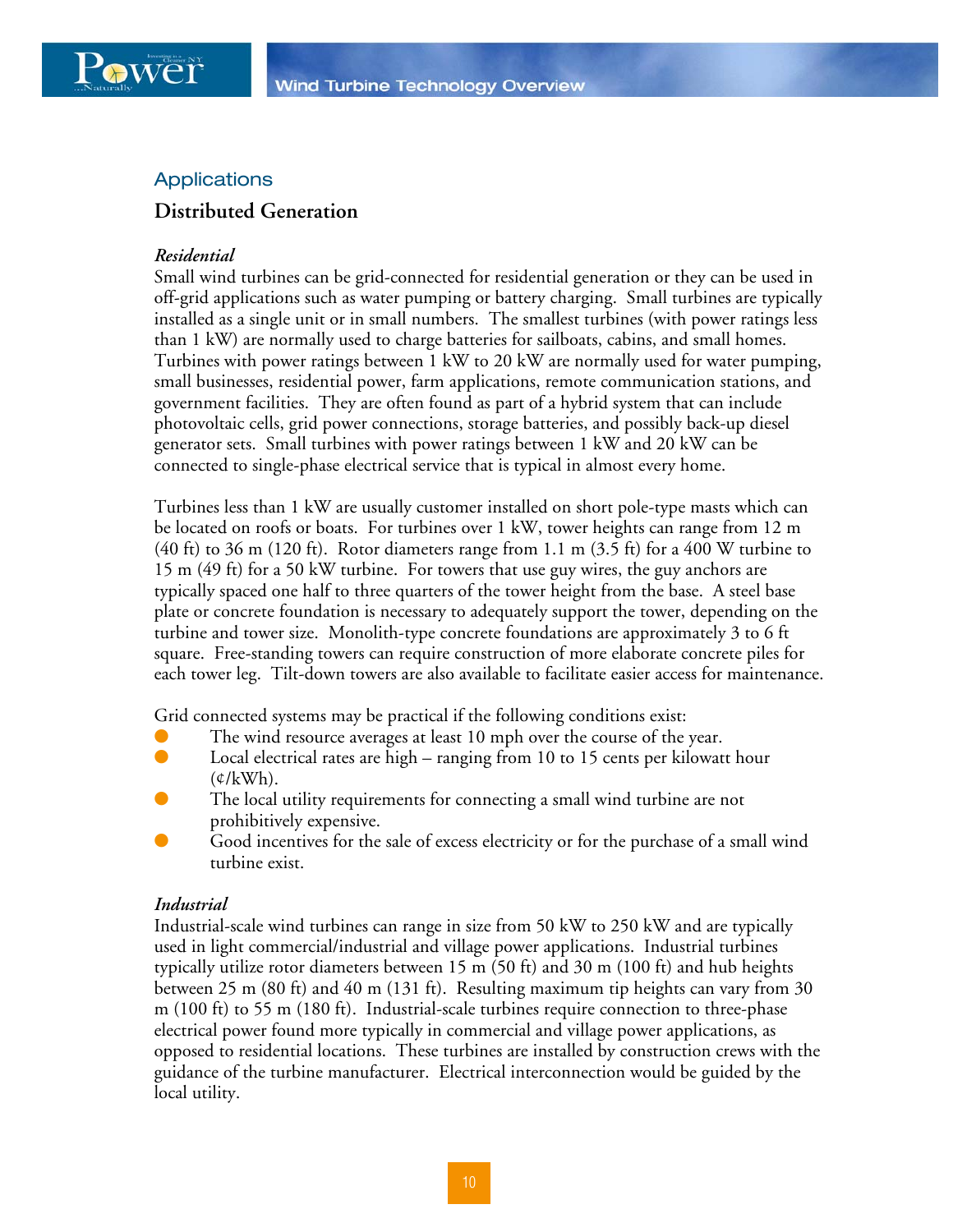## Applications

### Distributed Generation

*Residential*

Small wind turbines can be grid-connected for residential generation or they can be used in off-grid applications such as water pumping or battery charging. Small turbines are typically installed as a single unit or in small numbers. The smallest turbines (with power ratings less than 1 kW) are normally used to charge batteries for sailboats, cabins, and small homes. Turbines with power ratings between 1 kW to 20 kW are normally used for water pumping, small businesses, residential power, farm applications, remote communication stations, and government facilities. They are often found as part of a hybrid system that can include photovoltaic cells, grid power connections, storage batteries, and possibly back-up diesel generator sets. Small turbines with power ratings between 1 kW and 20 kW can be connected to single-phase electrical service that is typical in almost every home.

Turbines less than 1 kW are usually customer installed on short pole-type masts which can be located on roofs or boats. For turbines over 1 kW, tower heights can range from 12 m (40 ft) to 36 m (120 ft). Rotor diameters range from 1.1 m (3.5 ft) for a 400 W turbine to 15 m (49 ft) for a 50 kW turbine. For towers that use guy wires, the guy anchors are typically spaced one half to three quarters of the tower height from the base. A steel base plate or concrete foundation is necessary to adequately support the tower, depending on the turbine and tower size. Monolith-type concrete foundations are approximately 3 to 6 ft square. Free-standing towers can require construction of more elaborate concrete piles for each tower leg. Tilt-down towers are also available to facilitate easier access for maintenance.

Grid connected systems may be practical if the following conditions exist:

- The wind resource averages at least 10 mph over the course of the year.
- Local electrical rates are high – ranging from 10 to 15 cents per kilowatt hour (¢/kWh).
- The local utility requirements for connecting a small wind turbine are not prohibitively expensive.
- Good incentives for the sale of excess electricity or for the purchase of a small wind turbine exist.

*Industrial*

Industrial-scale wind turbines can range in size from 50 kW to 250 kW and are typically used in light commercial/industrial and village power applications. Industrial turbines typically utilize rotor diameters between 15 m (50 ft) and 30 m (100 ft) and hub heights between 25 m (80 ft) and 40 m (131 ft). Resulting maximum tip heights can vary from 30 m (100 ft) to 55 m (180 ft). Industrial-scale turbines require connection to three-phase electrical power found more typically in commercial and village power applications, as opposed to residential locations. These turbines are installed by construction crews with the guidance of the turbine manufacturer. Electrical interconnection would be guided by the local utility.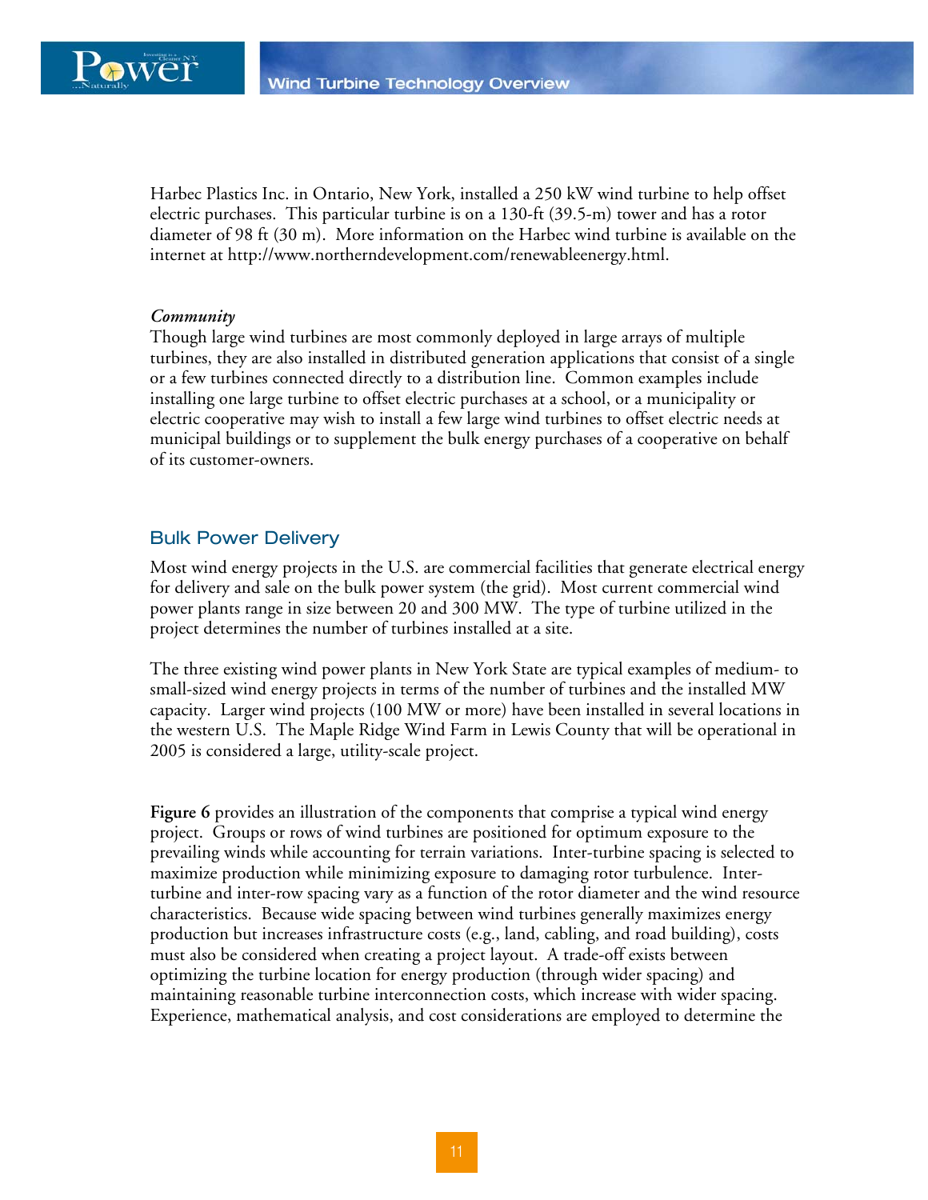Harbec Plastics Inc. in Ontario, New York, installed a 250 kW wind turbine to help offset electric purchases. This particular turbine is on a 130-ft (39.5-m) tower and has a rotor diameter of 98 ft (30 m). More information on the Harbec wind turbine is available on the internet at http://www.northerndevelopment.com/renewableenergy.html.

*Community*

Though large wind turbines are most commonly deployed in large arrays of multiple turbines, they are also installed in distributed generation applications that consist of a single or a few turbines connected directly to a distribution line. Common examples include installing one large turbine to offset electric purchases at a school, or a municipality or electric cooperative may wish to install a few large wind turbines to offset electric needs at municipal buildings or to supplement the bulk energy purchases of a cooperative on behalf of its customer-owners.

## Bulk Power Delivery

Most wind energy projects in the U.S. are commercial facilities that generate electrical energy for delivery and sale on the bulk power system (the grid). Most current commercial wind power plants range in size between 20 and 300 MW. The type of turbine utilized in the project determines the number of turbines installed at a site.

The three existing wind power plants in New York State are typical examples of medium- to small-sized wind energy projects in terms of the number of turbines and the installed MW capacity. Larger wind projects (100 MW or more) have been installed in several locations in the western U.S. The Maple Ridge Wind Farm in Lewis County that will be operational in 2005 is considered a large, utility-scale project.

**Figure 6** provides an illustration of the components that comprise a typical wind energy project. Groups or rows of wind turbines are positioned for optimum exposure to the prevailing winds while accounting for terrain variations. Inter-turbine spacing is selected to maximize production while minimizing exposure to damaging rotor turbulence. Inter-turbine and inter-row spacing vary as a function of the rotor diameter and the wind resource characteristics. Because wide spacing between wind turbines generally maximizes energy production but increases infrastructure costs (e.g., land, cabling, and road building), costs must also be considered when creating a project layout. A trade-off exists between optimizing the turbine location for energy production (through wider spacing) and maintaining reasonable turbine interconnection costs, which increase with wider spacing. Experience, mathematical analysis, and cost considerations are employed to determine the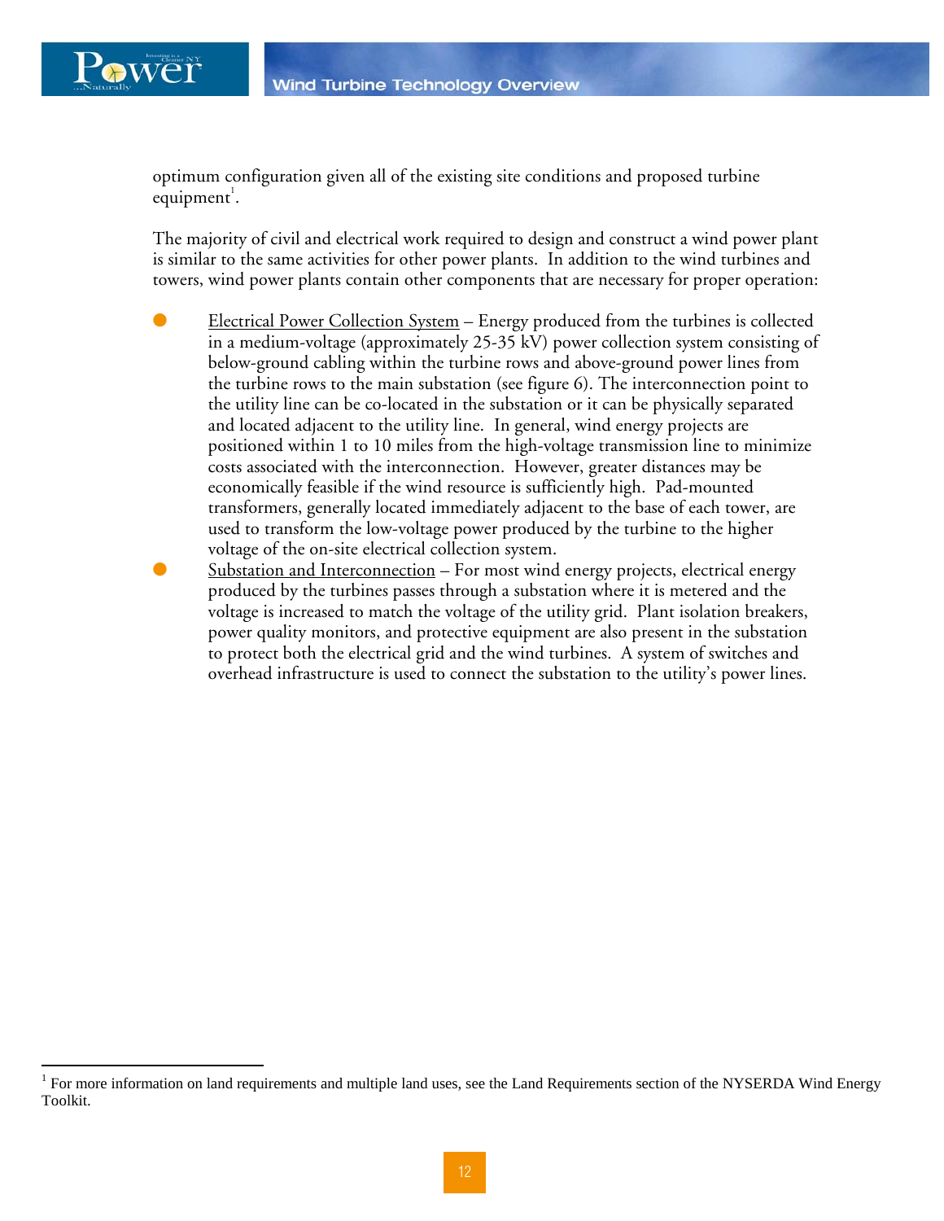optimum configuration given all of the existing site conditions and proposed turbine equipment[1].

The majority of civil and electrical work required to design and construct a wind power plant is similar to the same activities for other power plants. In addition to the wind turbines and towers, wind power plants contain other components that are necessary for proper operation:

- Electrical Power Collection System – Energy produced from the turbines is collected in a medium-voltage (approximately 25-35 kV) power collection system consisting of below-ground cabling within the turbine rows and above-ground power lines from the turbine rows to the main substation (see figure 6). The interconnection point to the utility line can be co-located in the substation or it can be physically separated and located adjacent to the utility line. In general, wind energy projects are positioned within 1 to 10 miles from the high-voltage transmission line to minimize costs associated with the interconnection. However, greater distances may be economically feasible if the wind resource is sufficiently high. Pad-mounted transformers, generally located immediately adjacent to the base of each tower, are used to transform the low-voltage power produced by the turbine to the higher voltage of the on-site electrical collection system.
- Substation and Interconnection – For most wind energy projects, electrical energy produced by the turbines passes through a substation where it is metered and the voltage is increased to match the voltage of the utility grid. Plant isolation breakers, power quality monitors, and protective equipment are also present in the substation to protect both the electrical grid and the wind turbines. A system of switches and overhead infrastructure is used to connect the substation to the utility's power lines.

[1] For more information on land requirements and multiple land uses, see the Land Requirements section of the NYSERDA Wind Energy Toolkit.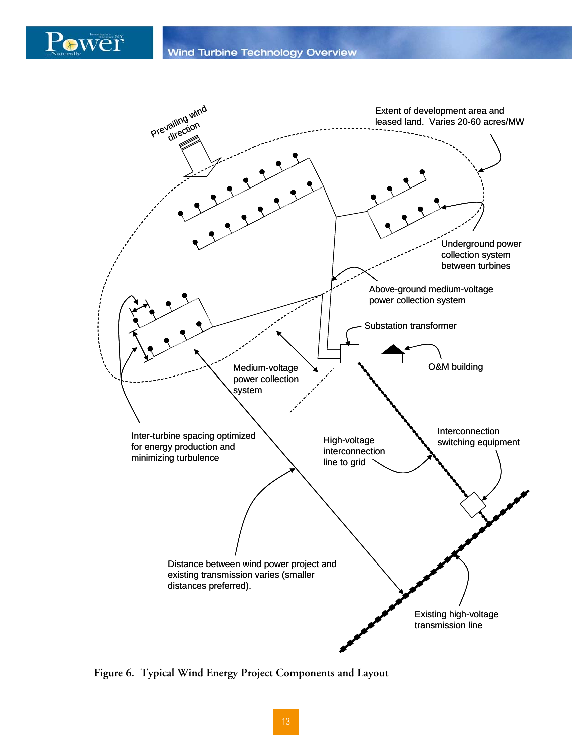Prevailing wind direction

Extent of development area and leased land. Varies 20-60 acres/MW

Underground power collection system between turbines

Above-ground medium-voltage power collection system

Substation transformer

O&M building

Medium-voltage power collection system

Inter-turbine spacing optimized for energy production and minimizing turbulence

High-voltage interconnection line to grid

Interconnection switching equipment

Distance between wind power project and existing transmission varies (smaller distances preferred).

Existing high-voltage transmission line

**Figure 6. Typical Wind Energy Project Components and Layout**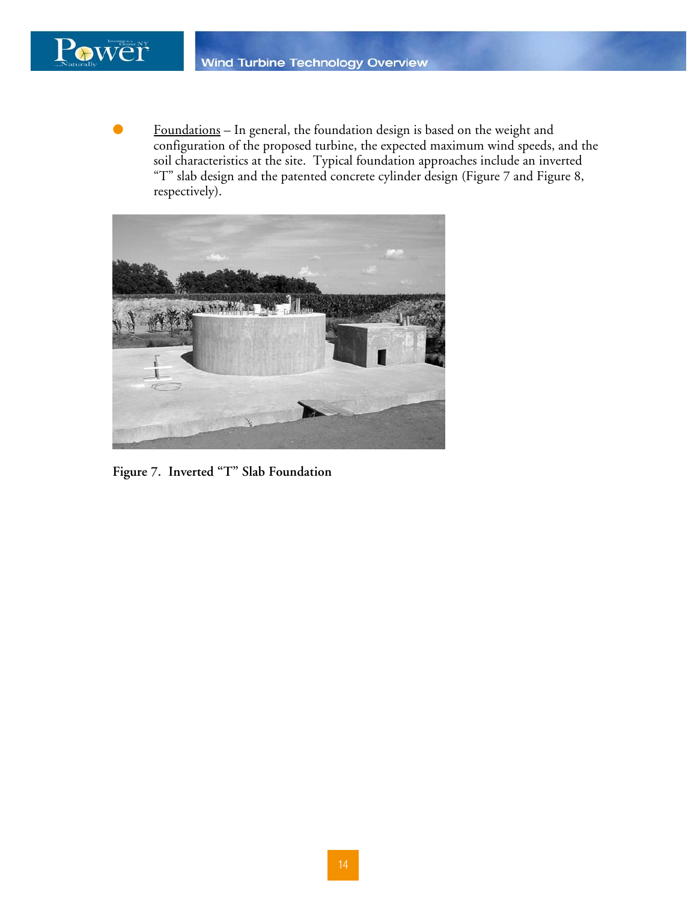- Foundations – In general, the foundation design is based on the weight and configuration of the proposed turbine, the expected maximum wind speeds, and the soil characteristics at the site. Typical foundation approaches include an inverted "T" slab design and the patented concrete cylinder design (Figure 7 and Figure 8, respectively).

**Figure 7. Inverted "T" Slab Foundation**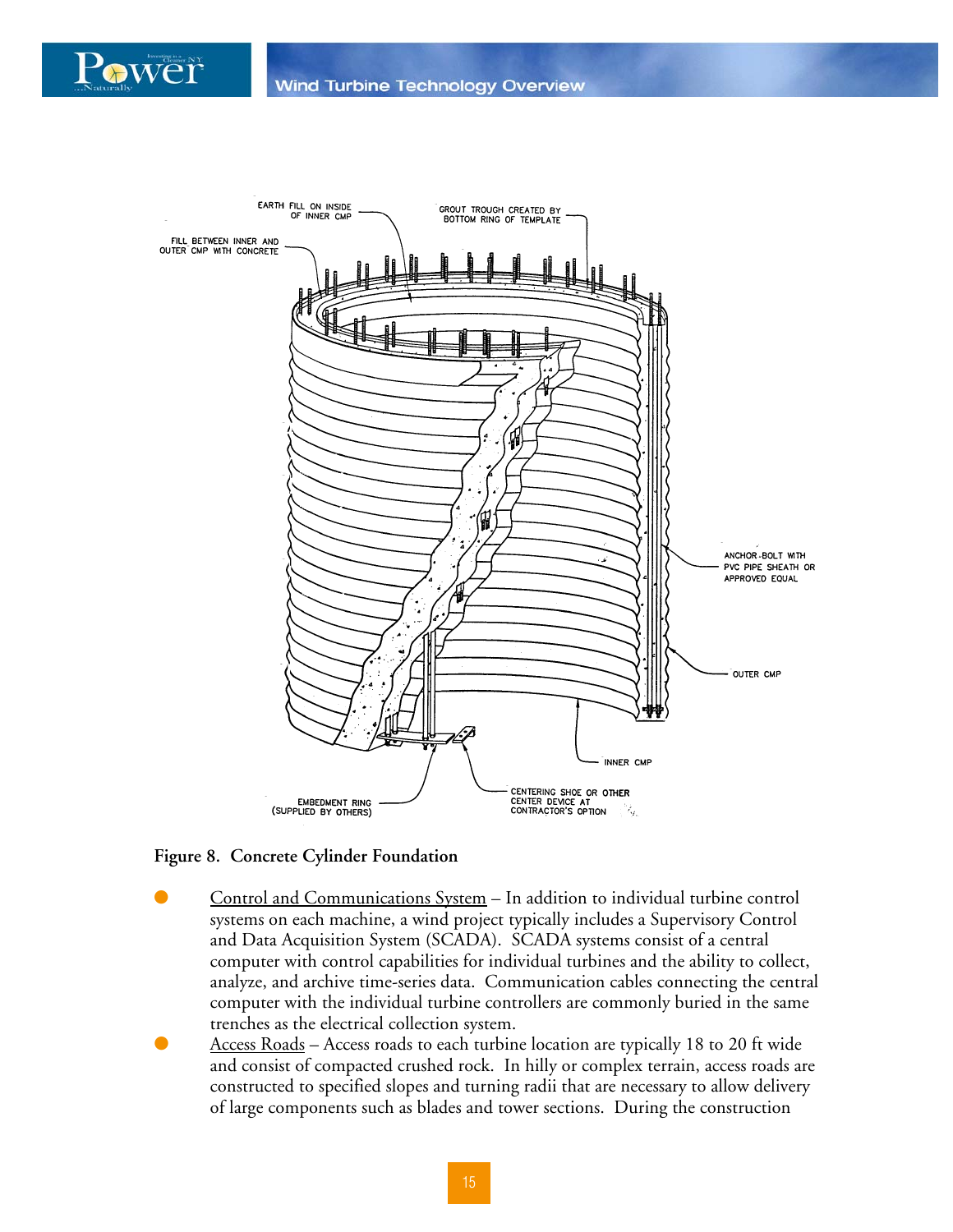**Figure 8. Concrete Cylinder Foundation**

- <u>Control and Communications System</u> – In addition to individual turbine control systems on each machine, a wind project typically includes a Supervisory Control and Data Acquisition System (SCADA). SCADA systems consist of a central computer with control capabilities for individual turbines and the ability to collect, analyze, and archive time-series data. Communication cables connecting the central computer with the individual turbine controllers are commonly buried in the same trenches as the electrical collection system.
- <u>Access Roads</u> – Access roads to each turbine location are typically 18 to 20 ft wide and consist of compacted crushed rock. In hilly or complex terrain, access roads are constructed to specified slopes and turning radii that are necessary to allow delivery of large components such as blades and tower sections. During the construction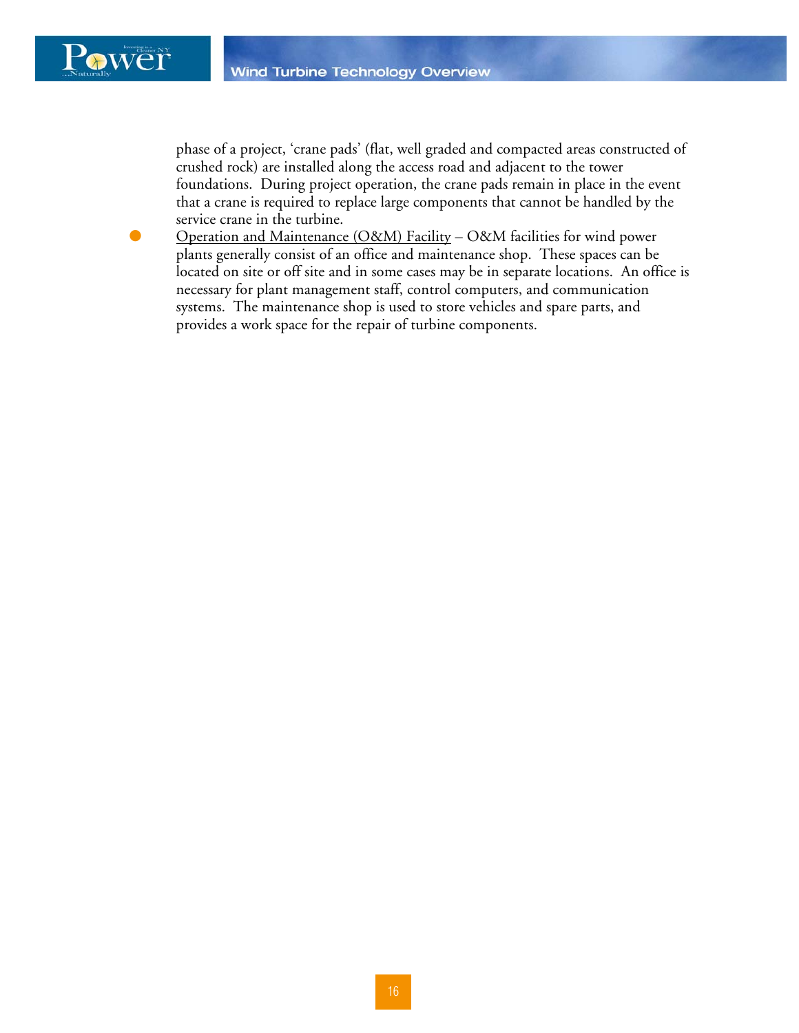phase of a project, 'crane pads' (flat, well graded and compacted areas constructed of crushed rock) are installed along the access road and adjacent to the tower foundations. During project operation, the crane pads remain in place in the event that a crane is required to replace large components that cannot be handled by the service crane in the turbine.

- Operation and Maintenance (O&M) Facility – O&M facilities for wind power plants generally consist of an office and maintenance shop. These spaces can be located on site or off site and in some cases may be in separate locations. An office is necessary for plant management staff, control computers, and communication systems. The maintenance shop is used to store vehicles and spare parts, and provides a work space for the repair of turbine components.